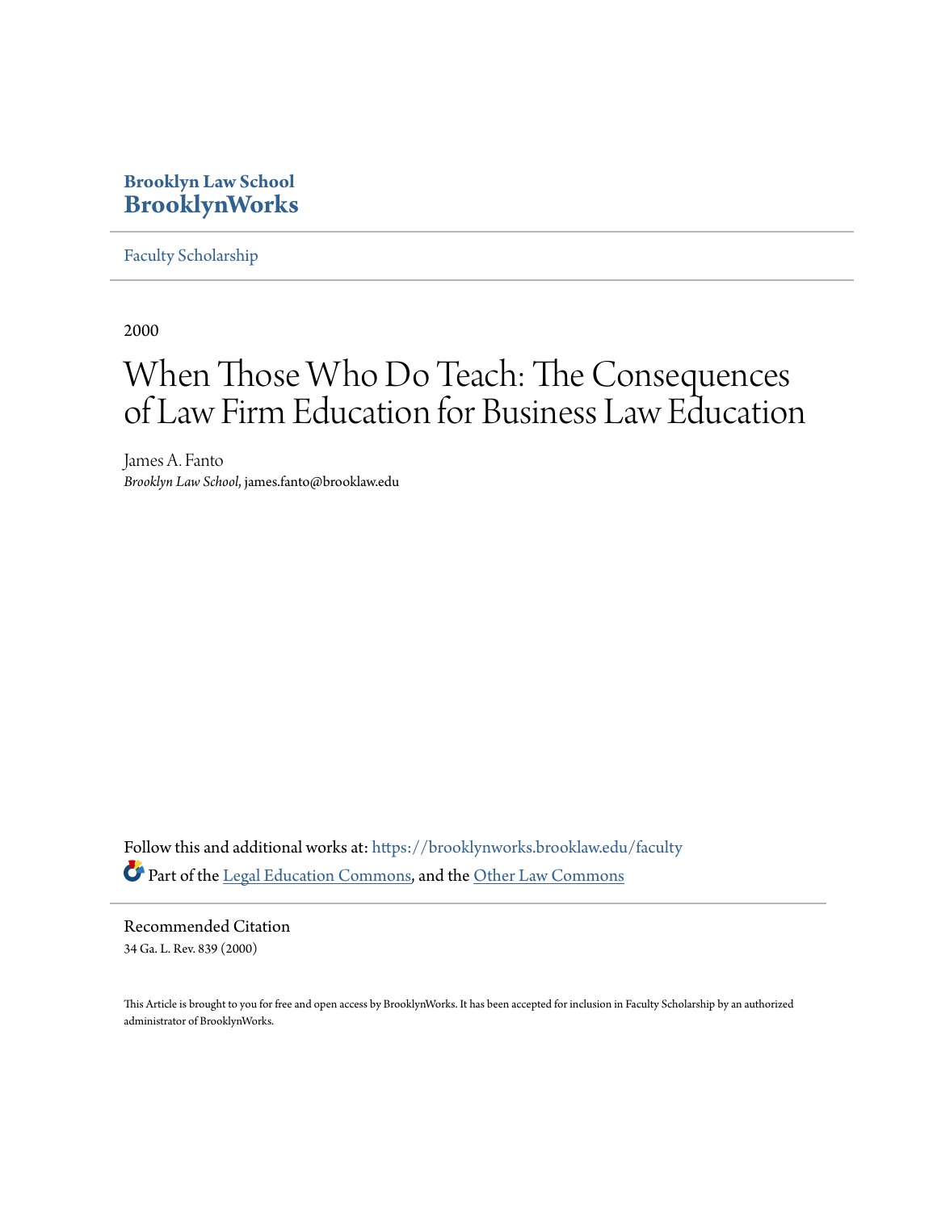**Brooklyn Law School**
**BrooklynWorks**

Faculty Scholarship

2000

# When Those Who Do Teach: The Consequences of Law Firm Education for Business Law Education

James A. Fanto
*Brooklyn Law School*, james.fanto@brooklaw.edu

Follow this and additional works at: https://brooklynworks.brooklaw.edu/faculty

Part of the Legal Education Commons, and the Other Law Commons

## Recommended Citation

34 Ga. L. Rev. 839 (2000)

This Article is brought to you for free and open access by BrooklynWorks. It has been accepted for inclusion in Faculty Scholarship by an authorized administrator of BrooklynWorks.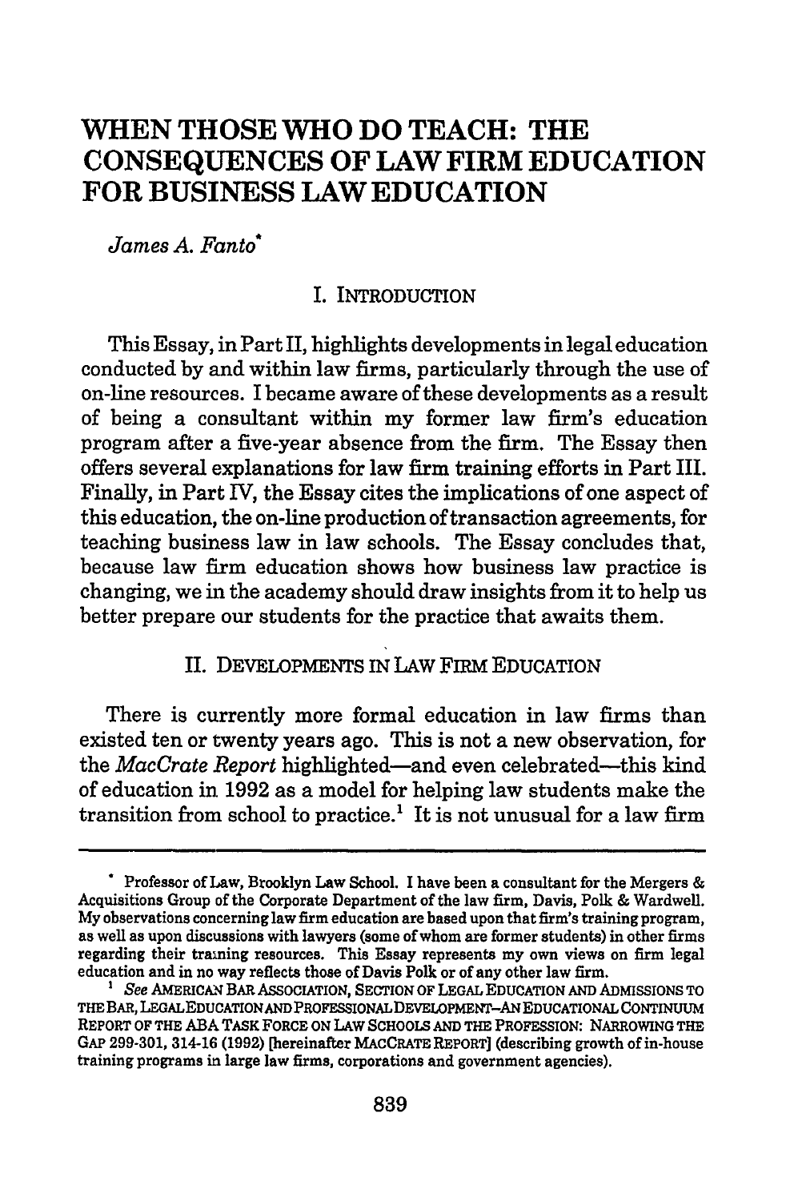# WHEN THOSE WHO DO TEACH: THE CONSEQUENCES OF LAW FIRM EDUCATION FOR BUSINESS LAW EDUCATION

*James A. Fanto*[*]

## I. INTRODUCTION

This Essay, in Part II, highlights developments in legal education conducted by and within law firms, particularly through the use of on-line resources. I became aware of these developments as a result of being a consultant within my former law firm's education program after a five-year absence from the firm. The Essay then offers several explanations for law firm training efforts in Part III. Finally, in Part IV, the Essay cites the implications of one aspect of this education, the on-line production of transaction agreements, for teaching business law in law schools. The Essay concludes that, because law firm education shows how business law practice is changing, we in the academy should draw insights from it to help us better prepare our students for the practice that awaits them.

## II. DEVELOPMENTS IN LAW FIRM EDUCATION

There is currently more formal education in law firms than existed ten or twenty years ago. This is not a new observation, for the *MacCrate Report* highlighted—and even celebrated—this kind of education in 1992 as a model for helping law students make the transition from school to practice.[1] It is not unusual for a law firm

---

[*] Professor of Law, Brooklyn Law School. I have been a consultant for the Mergers & Acquisitions Group of the Corporate Department of the law firm, Davis, Polk & Wardwell. My observations concerning law firm education are based upon that firm's training program, as well as upon discussions with lawyers (some of whom are former students) in other firms regarding their training resources. This Essay represents my own views on firm legal education and in no way reflects those of Davis Polk or of any other law firm.

[1] *See* AMERICAN BAR ASSOCIATION, SECTION OF LEGAL EDUCATION AND ADMISSIONS TO THE BAR, LEGAL EDUCATION AND PROFESSIONAL DEVELOPMENT–AN EDUCATIONAL CONTINUUM REPORT OF THE ABA TASK FORCE ON LAW SCHOOLS AND THE PROFESSION: NARROWING THE GAP 299-301, 314-16 (1992) [hereinafter MACCRATE REPORT] (describing growth of in-house training programs in large law firms, corporations and government agencies).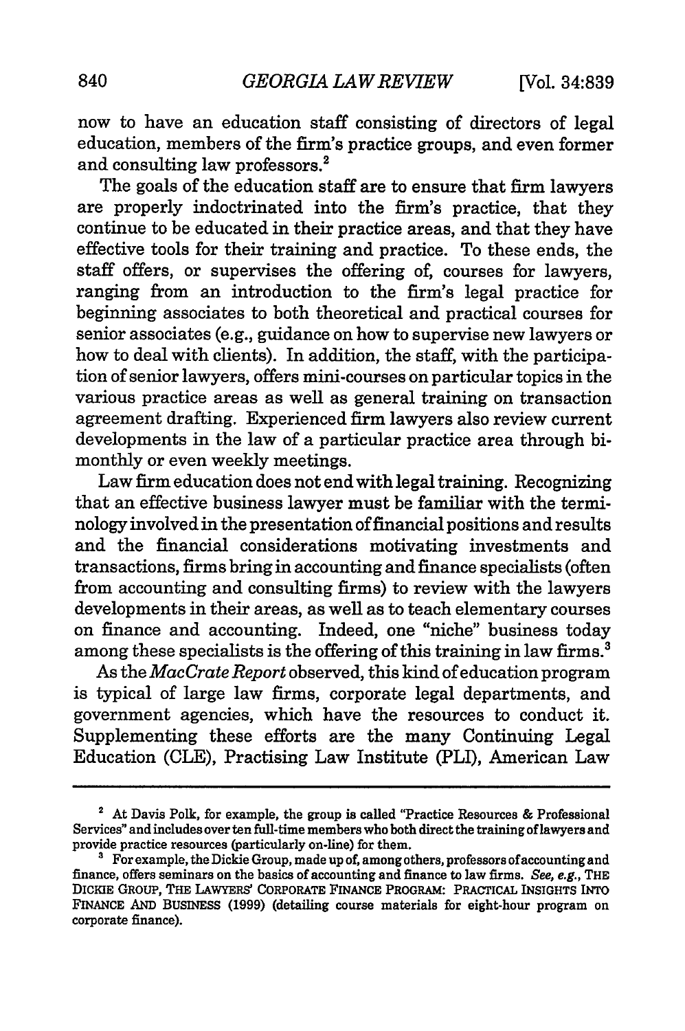now to have an education staff consisting of directors of legal education, members of the firm's practice groups, and even former and consulting law professors.[2]

The goals of the education staff are to ensure that firm lawyers are properly indoctrinated into the firm's practice, that they continue to be educated in their practice areas, and that they have effective tools for their training and practice. To these ends, the staff offers, or supervises the offering of, courses for lawyers, ranging from an introduction to the firm's legal practice for beginning associates to both theoretical and practical courses for senior associates (e.g., guidance on how to supervise new lawyers or how to deal with clients). In addition, the staff, with the participation of senior lawyers, offers mini-courses on particular topics in the various practice areas as well as general training on transaction agreement drafting. Experienced firm lawyers also review current developments in the law of a particular practice area through bi-monthly or even weekly meetings.

Law firm education does not end with legal training. Recognizing that an effective business lawyer must be familiar with the terminology involved in the presentation of financial positions and results and the financial considerations motivating investments and transactions, firms bring in accounting and finance specialists (often from accounting and consulting firms) to review with the lawyers developments in their areas, as well as to teach elementary courses on finance and accounting. Indeed, one "niche" business today among these specialists is the offering of this training in law firms.[3]

As the *MacCrate Report* observed, this kind of education program is typical of large law firms, corporate legal departments, and government agencies, which have the resources to conduct it. Supplementing these efforts are the many Continuing Legal Education (CLE), Practising Law Institute (PLI), American Law

---

[2] At Davis Polk, for example, the group is called "Practice Resources & Professional Services" and includes over ten full-time members who both direct the training of lawyers and provide practice resources (particularly on-line) for them.

[3] For example, the Dickie Group, made up of, among others, professors of accounting and finance, offers seminars on the basics of accounting and finance to law firms. *See, e.g.*, THE DICKIE GROUP, THE LAWYERS' CORPORATE FINANCE PROGRAM: PRACTICAL INSIGHTS INTO FINANCE AND BUSINESS (1999) (detailing course materials for eight-hour program on corporate finance).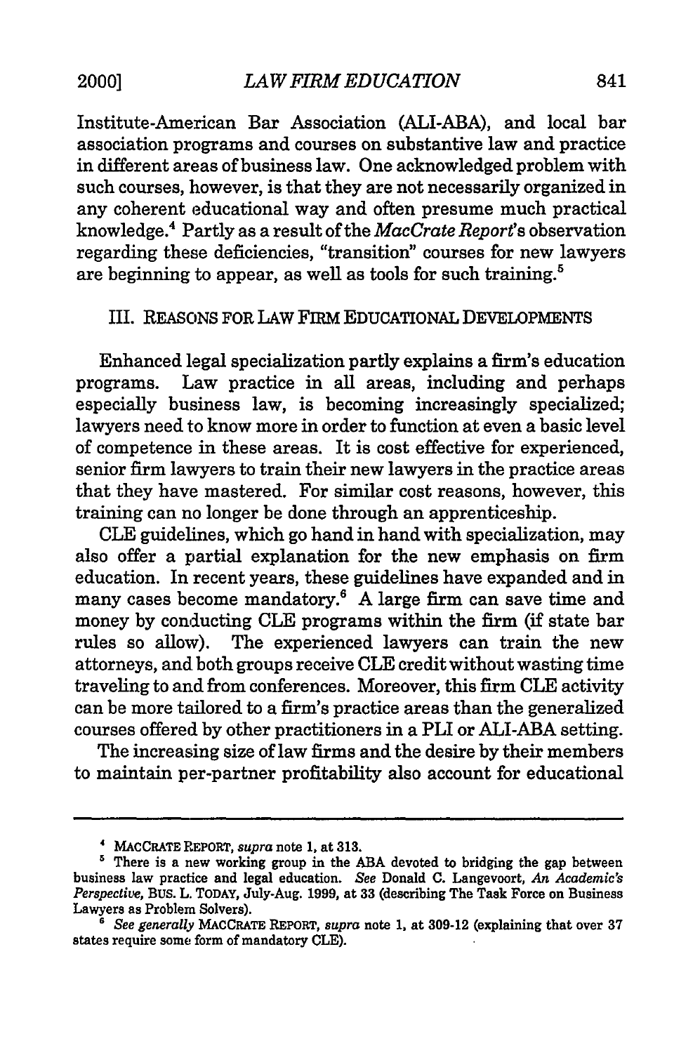Institute-American Bar Association (ALI-ABA), and local bar association programs and courses on substantive law and practice in different areas of business law. One acknowledged problem with such courses, however, is that they are not necessarily organized in any coherent educational way and often presume much practical knowledge.[4] Partly as a result of the *MacCrate Report*'s observation regarding these deficiencies, "transition" courses for new lawyers are beginning to appear, as well as tools for such training.[5]

## III. REASONS FOR LAW FIRM EDUCATIONAL DEVELOPMENTS

Enhanced legal specialization partly explains a firm's education programs. Law practice in all areas, including and perhaps especially business law, is becoming increasingly specialized; lawyers need to know more in order to function at even a basic level of competence in these areas. It is cost effective for experienced, senior firm lawyers to train their new lawyers in the practice areas that they have mastered. For similar cost reasons, however, this training can no longer be done through an apprenticeship.

CLE guidelines, which go hand in hand with specialization, may also offer a partial explanation for the new emphasis on firm education. In recent years, these guidelines have expanded and in many cases become mandatory.[6] A large firm can save time and money by conducting CLE programs within the firm (if state bar rules so allow). The experienced lawyers can train the new attorneys, and both groups receive CLE credit without wasting time traveling to and from conferences. Moreover, this firm CLE activity can be more tailored to a firm's practice areas than the generalized courses offered by other practitioners in a PLI or ALI-ABA setting.

The increasing size of law firms and the desire by their members to maintain per-partner profitability also account for educational

---

[4] MACCRATE REPORT, *supra* note 1, at 313.

[5] There is a new working group in the ABA devoted to bridging the gap between business law practice and legal education. *See* Donald C. Langevoort, *An Academic's Perspective*, BUS. L. TODAY, July-Aug. 1999, at 33 (describing The Task Force on Business Lawyers as Problem Solvers).

[6] *See generally* MACCRATE REPORT, *supra* note 1, at 309-12 (explaining that over 37 states require some form of mandatory CLE).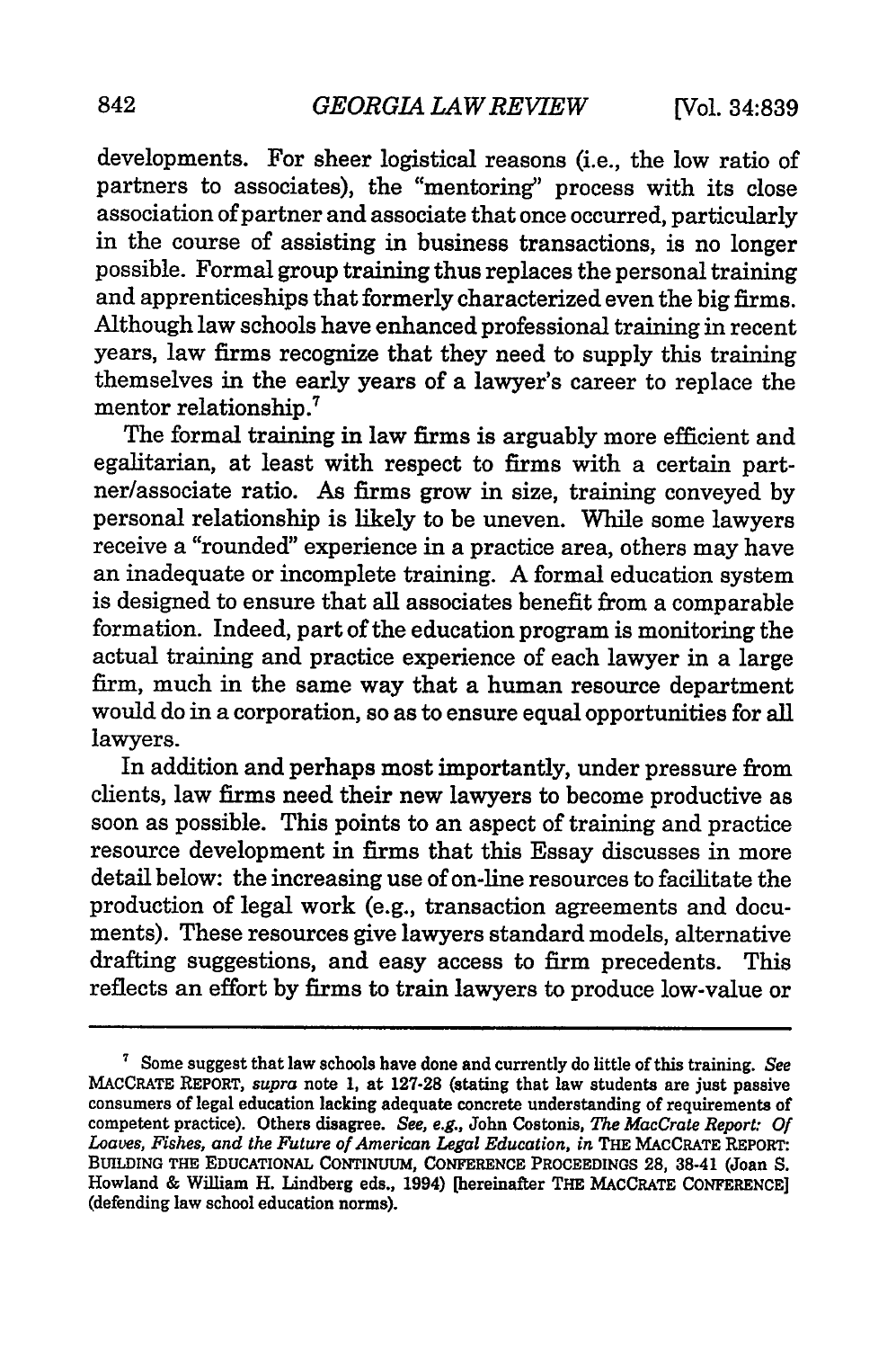developments. For sheer logistical reasons (i.e., the low ratio of partners to associates), the "mentoring" process with its close association of partner and associate that once occurred, particularly in the course of assisting in business transactions, is no longer possible. Formal group training thus replaces the personal training and apprenticeships that formerly characterized even the big firms. Although law schools have enhanced professional training in recent years, law firms recognize that they need to supply this training themselves in the early years of a lawyer's career to replace the mentor relationship.[7]

The formal training in law firms is arguably more efficient and egalitarian, at least with respect to firms with a certain partner/associate ratio. As firms grow in size, training conveyed by personal relationship is likely to be uneven. While some lawyers receive a "rounded" experience in a practice area, others may have an inadequate or incomplete training. A formal education system is designed to ensure that all associates benefit from a comparable formation. Indeed, part of the education program is monitoring the actual training and practice experience of each lawyer in a large firm, much in the same way that a human resource department would do in a corporation, so as to ensure equal opportunities for all lawyers.

In addition and perhaps most importantly, under pressure from clients, law firms need their new lawyers to become productive as soon as possible. This points to an aspect of training and practice resource development in firms that this Essay discusses in more detail below: the increasing use of on-line resources to facilitate the production of legal work (e.g., transaction agreements and documents). These resources give lawyers standard models, alternative drafting suggestions, and easy access to firm precedents. This reflects an effort by firms to train lawyers to produce low-value or

---

[7] Some suggest that law schools have done and currently do little of this training. *See* MACCRATE REPORT, *supra* note 1, at 127-28 (stating that law students are just passive consumers of legal education lacking adequate concrete understanding of requirements of competent practice). Others disagree. *See, e.g.*, John Costonis, *The MacCrate Report: Of Loaves, Fishes, and the Future of American Legal Education*, *in* THE MACCRATE REPORT: BUILDING THE EDUCATIONAL CONTINUUM, CONFERENCE PROCEEDINGS 28, 38-41 (Joan S. Howland & William H. Lindberg eds., 1994) [hereinafter THE MACCRATE CONFERENCE] (defending law school education norms).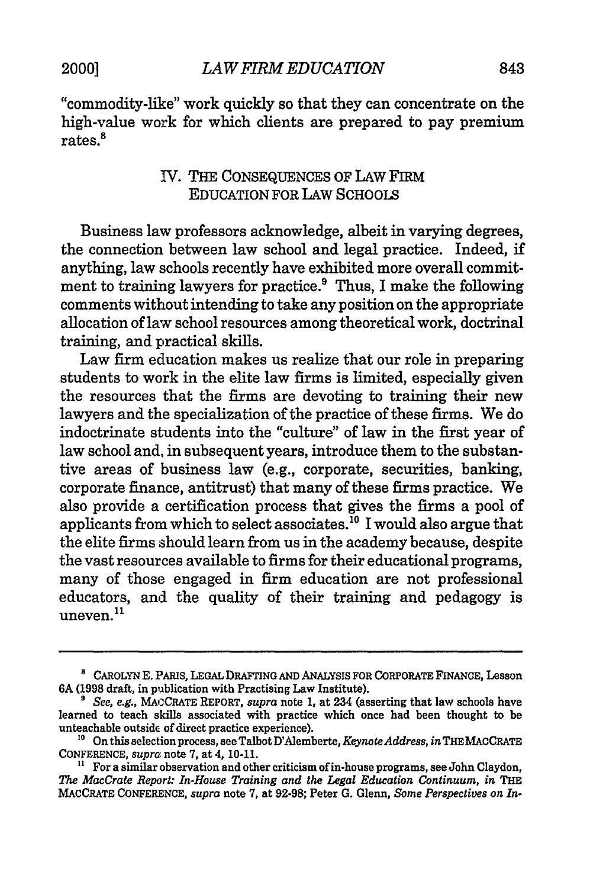"commodity-like" work quickly so that they can concentrate on the high-value work for which clients are prepared to pay premium rates.[8]

## IV. THE CONSEQUENCES OF LAW FIRM EDUCATION FOR LAW SCHOOLS

Business law professors acknowledge, albeit in varying degrees, the connection between law school and legal practice. Indeed, if anything, law schools recently have exhibited more overall commitment to training lawyers for practice.[9] Thus, I make the following comments without intending to take any position on the appropriate allocation of law school resources among theoretical work, doctrinal training, and practical skills.

Law firm education makes us realize that our role in preparing students to work in the elite law firms is limited, especially given the resources that the firms are devoting to training their new lawyers and the specialization of the practice of these firms. We do indoctrinate students into the "culture" of law in the first year of law school and, in subsequent years, introduce them to the substantive areas of business law (e.g., corporate, securities, banking, corporate finance, antitrust) that many of these firms practice. We also provide a certification process that gives the firms a pool of applicants from which to select associates.[10] I would also argue that the elite firms should learn from us in the academy because, despite the vast resources available to firms for their educational programs, many of those engaged in firm education are not professional educators, and the quality of their training and pedagogy is uneven.[11]

---

[8] CAROLYN E. PARIS, LEGAL DRAFTING AND ANALYSIS FOR CORPORATE FINANCE, Lesson 6A (1998 draft, in publication with Practising Law Institute).

[9] *See, e.g.*, MACCRATE REPORT, *supra* note 1, at 234 (asserting that law schools have learned to teach skills associated with practice which once had been thought to be unteachable outside of direct practice experience).

[10] On this selection process, see Talbot D'Alemberte, *Keynote Address*, *in* THE MACCRATE CONFERENCE, *supra* note 7, at 4, 10-11.

[11] For a similar observation and other criticism of in-house programs, see John Claydon, *The MacCrate Report: In-House Training and the Legal Education Continuum*, *in* THE MACCRATE CONFERENCE, *supra* note 7, at 92-98; Peter G. Glenn, *Some Perspectives on In-*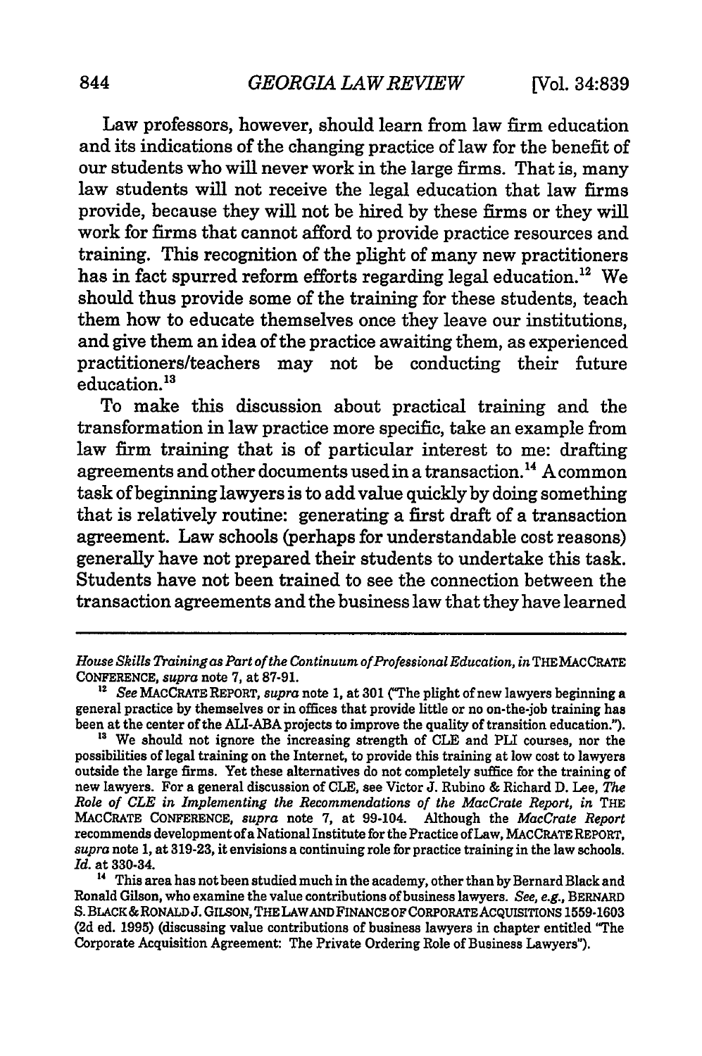Law professors, however, should learn from law firm education and its indications of the changing practice of law for the benefit of our students who will never work in the large firms. That is, many law students will not receive the legal education that law firms provide, because they will not be hired by these firms or they will work for firms that cannot afford to provide practice resources and training. This recognition of the plight of many new practitioners has in fact spurred reform efforts regarding legal education.[12] We should thus provide some of the training for these students, teach them how to educate themselves once they leave our institutions, and give them an idea of the practice awaiting them, as experienced practitioners/teachers may not be conducting their future education.[13]

To make this discussion about practical training and the transformation in law practice more specific, take an example from law firm training that is of particular interest to me: drafting agreements and other documents used in a transaction.[14] A common task of beginning lawyers is to add value quickly by doing something that is relatively routine: generating a first draft of a transaction agreement. Law schools (perhaps for understandable cost reasons) generally have not prepared their students to undertake this task. Students have not been trained to see the connection between the transaction agreements and the business law that they have learned

---

*House Skills Training as Part of the Continuum of Professional Education*, *in* THE MACCRATE CONFERENCE, *supra* note 7, at 87-91.

[12] *See* MACCRATE REPORT, *supra* note 1, at 301 ("The plight of new lawyers beginning a general practice by themselves or in offices that provide little or no on-the-job training has been at the center of the ALI-ABA projects to improve the quality of transition education.").

[13] We should not ignore the increasing strength of CLE and PLI courses, nor the possibilities of legal training on the Internet, to provide this training at low cost to lawyers outside the large firms. Yet these alternatives do not completely suffice for the training of new lawyers. For a general discussion of CLE, see Victor J. Rubino & Richard D. Lee, *The Role of CLE in Implementing the Recommendations of the MacCrate Report*, *in* THE MACCRATE CONFERENCE, *supra* note 7, at 99-104. Although the *MacCrate Report* recommends development of a National Institute for the Practice of Law, MACCRATE REPORT, *supra* note 1, at 319-23, it envisions a continuing role for practice training in the law schools. *Id.* at 330-34.

[14] This area has not been studied much in the academy, other than by Bernard Black and Ronald Gilson, who examine the value contributions of business lawyers. *See, e.g.*, BERNARD S. BLACK & RONALD J. GILSON, THE LAW AND FINANCE OF CORPORATE ACQUISITIONS 1559-1603 (2d ed. 1995) (discussing value contributions of business lawyers in chapter entitled "The Corporate Acquisition Agreement: The Private Ordering Role of Business Lawyers").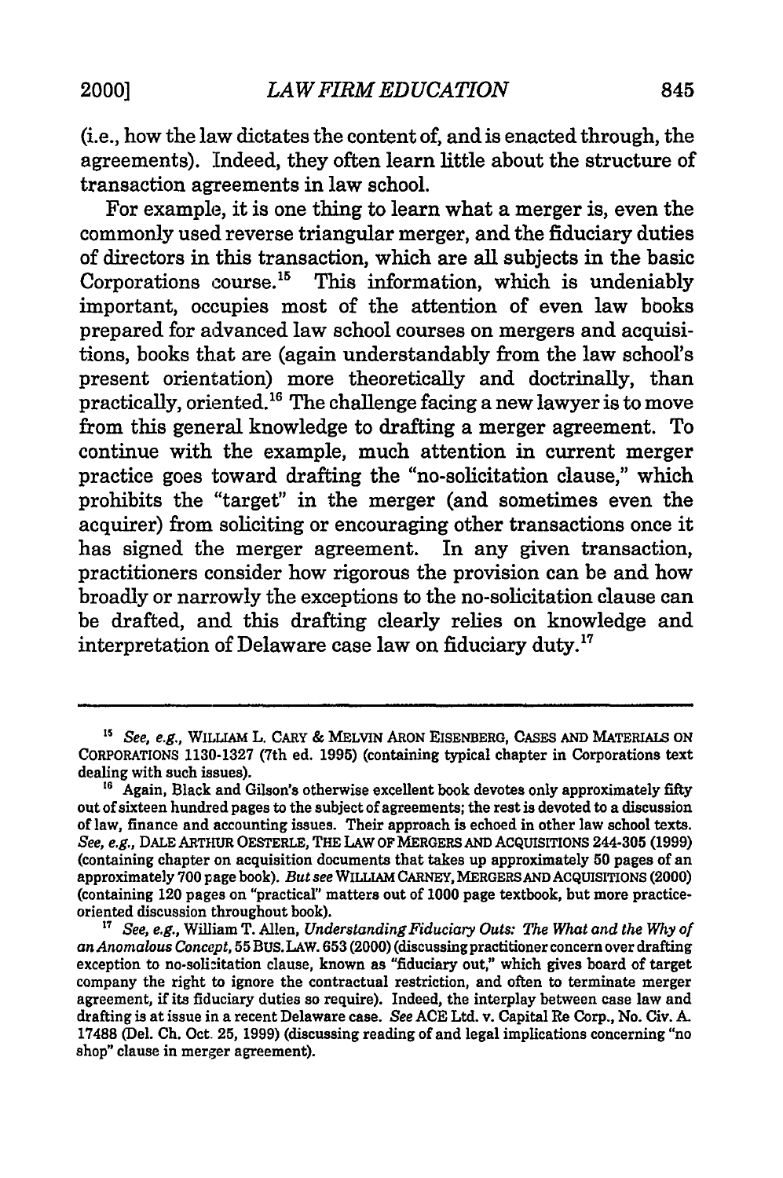(i.e., how the law dictates the content of, and is enacted through, the agreements). Indeed, they often learn little about the structure of transaction agreements in law school.

For example, it is one thing to learn what a merger is, even the commonly used reverse triangular merger, and the fiduciary duties of directors in this transaction, which are all subjects in the basic Corporations course.[15] This information, which is undeniably important, occupies most of the attention of even law books prepared for advanced law school courses on mergers and acquisitions, books that are (again understandably from the law school's present orientation) more theoretically and doctrinally, than practically, oriented.[16] The challenge facing a new lawyer is to move from this general knowledge to drafting a merger agreement. To continue with the example, much attention in current merger practice goes toward drafting the "no-solicitation clause," which prohibits the "target" in the merger (and sometimes even the acquirer) from soliciting or encouraging other transactions once it has signed the merger agreement. In any given transaction, practitioners consider how rigorous the provision can be and how broadly or narrowly the exceptions to the no-solicitation clause can be drafted, and this drafting clearly relies on knowledge and interpretation of Delaware case law on fiduciary duty.[17]

---

[15] *See, e.g.*, WILLIAM L. CARY & MELVIN ARON EISENBERG, CASES AND MATERIALS ON CORPORATIONS 1130-1327 (7th ed. 1995) (containing typical chapter in Corporations text dealing with such issues).

[16] Again, Black and Gilson's otherwise excellent book devotes only approximately fifty out of sixteen hundred pages to the subject of agreements; the rest is devoted to a discussion of law, finance and accounting issues. Their approach is echoed in other law school texts. *See, e.g.*, DALE ARTHUR OESTERLE, THE LAW OF MERGERS AND ACQUISITIONS 244-305 (1999) (containing chapter on acquisition documents that takes up approximately 50 pages of an approximately 700 page book). *But see* WILLIAM CARNEY, MERGERS AND ACQUISITIONS (2000) (containing 120 pages on "practical" matters out of 1000 page textbook, but more practice-oriented discussion throughout book).

[17] *See, e.g.*, William T. Allen, *Understanding Fiduciary Outs: The What and the Why of an Anomalous Concept*, 55 BUS. LAW. 653 (2000) (discussing practitioner concern over drafting exception to no-solicitation clause, known as "fiduciary out," which gives board of target company the right to ignore the contractual restriction, and often to terminate merger agreement, if its fiduciary duties so require). Indeed, the interplay between case law and drafting is at issue in a recent Delaware case. *See* ACE Ltd. v. Capital Re Corp., No. Civ. A. 17488 (Del. Ch. Oct. 25, 1999) (discussing reading of and legal implications concerning "no shop" clause in merger agreement).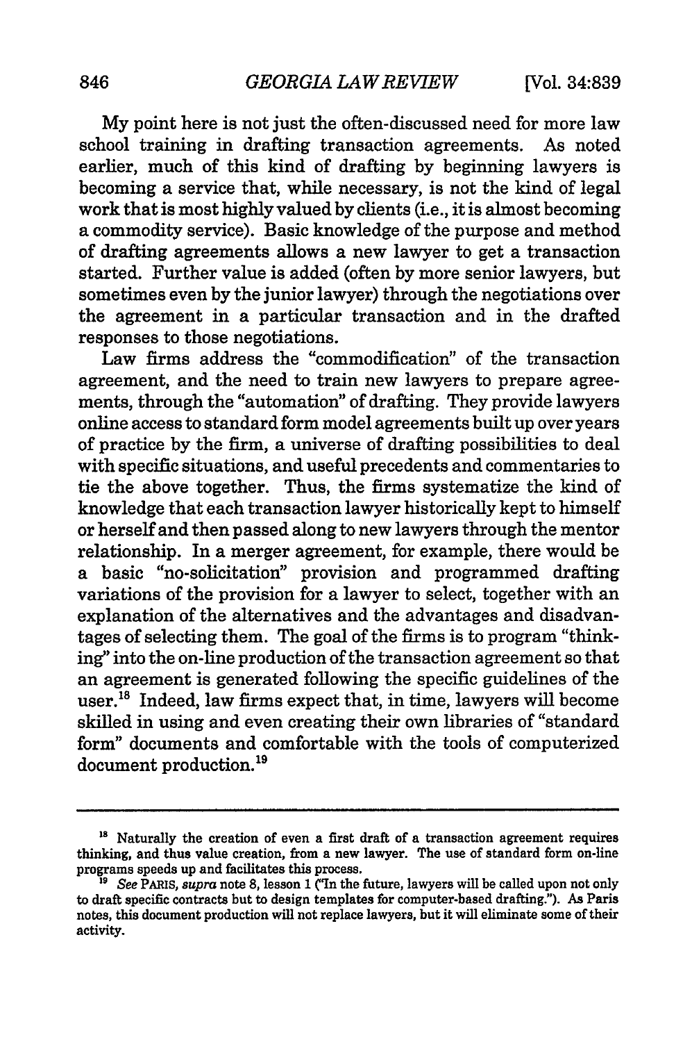My point here is not just the often-discussed need for more law school training in drafting transaction agreements. As noted earlier, much of this kind of drafting by beginning lawyers is becoming a service that, while necessary, is not the kind of legal work that is most highly valued by clients (i.e., it is almost becoming a commodity service). Basic knowledge of the purpose and method of drafting agreements allows a new lawyer to get a transaction started. Further value is added (often by more senior lawyers, but sometimes even by the junior lawyer) through the negotiations over the agreement in a particular transaction and in the drafted responses to those negotiations.

Law firms address the "commodification" of the transaction agreement, and the need to train new lawyers to prepare agreements, through the "automation" of drafting. They provide lawyers online access to standard form model agreements built up over years of practice by the firm, a universe of drafting possibilities to deal with specific situations, and useful precedents and commentaries to tie the above together. Thus, the firms systematize the kind of knowledge that each transaction lawyer historically kept to himself or herself and then passed along to new lawyers through the mentor relationship. In a merger agreement, for example, there would be a basic "no-solicitation" provision and programmed drafting variations of the provision for a lawyer to select, together with an explanation of the alternatives and the advantages and disadvantages of selecting them. The goal of the firms is to program "thinking" into the on-line production of the transaction agreement so that an agreement is generated following the specific guidelines of the user.[18] Indeed, law firms expect that, in time, lawyers will become skilled in using and even creating their own libraries of "standard form" documents and comfortable with the tools of computerized document production.[19]

---

[18] Naturally the creation of even a first draft of a transaction agreement requires thinking, and thus value creation, from a new lawyer. The use of standard form on-line programs speeds up and facilitates this process.

[19] *See* PARIS, *supra* note 8, lesson 1 ("In the future, lawyers will be called upon not only to draft specific contracts but to design templates for computer-based drafting."). As Paris notes, this document production will not replace lawyers, but it will eliminate some of their activity.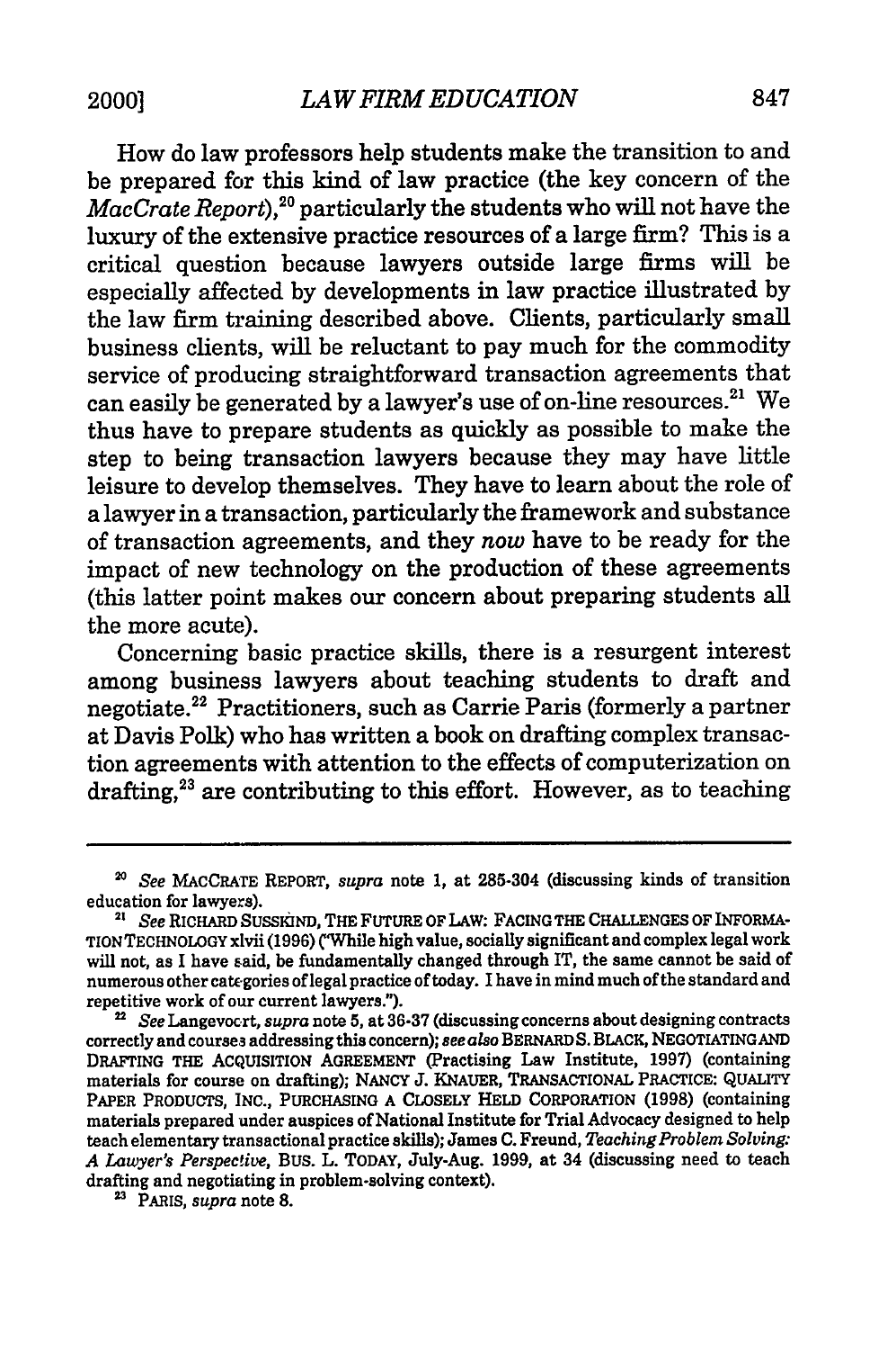How do law professors help students make the transition to and be prepared for this kind of law practice (the key concern of the *MacCrate Report*),[20] particularly the students who will not have the luxury of the extensive practice resources of a large firm? This is a critical question because lawyers outside large firms will be especially affected by developments in law practice illustrated by the law firm training described above. Clients, particularly small business clients, will be reluctant to pay much for the commodity service of producing straightforward transaction agreements that can easily be generated by a lawyer's use of on-line resources.[21] We thus have to prepare students as quickly as possible to make the step to being transaction lawyers because they may have little leisure to develop themselves. They have to learn about the role of a lawyer in a transaction, particularly the framework and substance of transaction agreements, and they *now* have to be ready for the impact of new technology on the production of these agreements (this latter point makes our concern about preparing students all the more acute).

Concerning basic practice skills, there is a resurgent interest among business lawyers about teaching students to draft and negotiate.[22] Practitioners, such as Carrie Paris (formerly a partner at Davis Polk) who has written a book on drafting complex transaction agreements with attention to the effects of computerization on drafting,[23] are contributing to this effort. However, as to teaching

---

[20] *See* MACCRATE REPORT, *supra* note 1, at 285-304 (discussing kinds of transition education for lawyers).

[21] *See* RICHARD SUSSKIND, THE FUTURE OF LAW: FACING THE CHALLENGES OF INFORMATION TECHNOLOGY xlvii (1996) ("While high value, socially significant and complex legal work will not, as I have said, be fundamentally changed through IT, the same cannot be said of numerous other categories of legal practice of today. I have in mind much of the standard and repetitive work of our current lawyers.").

[22] *See* Langevoort, *supra* note 5, at 36-37 (discussing concerns about designing contracts correctly and courses addressing this concern); *see also* BERNARD S. BLACK, NEGOTIATING AND DRAFTING THE ACQUISITION AGREEMENT (Practising Law Institute, 1997) (containing materials for course on drafting); NANCY J. KNAUER, TRANSACTIONAL PRACTICE: QUALITY PAPER PRODUCTS, INC., PURCHASING A CLOSELY HELD CORPORATION (1998) (containing materials prepared under auspices of National Institute for Trial Advocacy designed to help teach elementary transactional practice skills); James C. Freund, *Teaching Problem Solving: A Lawyer's Perspective*, BUS. L. TODAY, July-Aug. 1999, at 34 (discussing need to teach drafting and negotiating in problem-solving context).

[23] PARIS, *supra* note 8.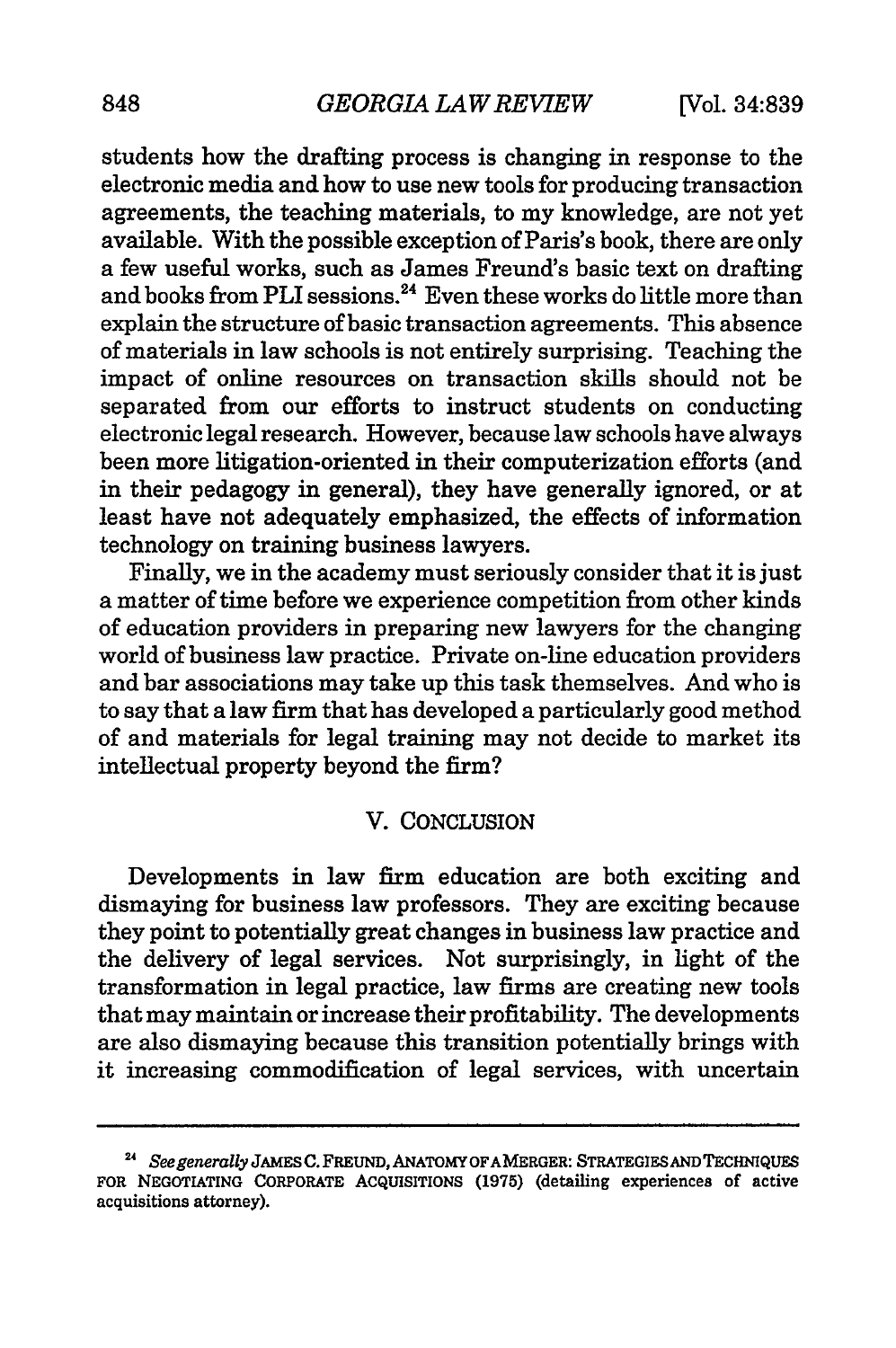students how the drafting process is changing in response to the electronic media and how to use new tools for producing transaction agreements, the teaching materials, to my knowledge, are not yet available. With the possible exception of Paris's book, there are only a few useful works, such as James Freund's basic text on drafting and books from PLI sessions.[24] Even these works do little more than explain the structure of basic transaction agreements. This absence of materials in law schools is not entirely surprising. Teaching the impact of online resources on transaction skills should not be separated from our efforts to instruct students on conducting electronic legal research. However, because law schools have always been more litigation-oriented in their computerization efforts (and in their pedagogy in general), they have generally ignored, or at least have not adequately emphasized, the effects of information technology on training business lawyers.

Finally, we in the academy must seriously consider that it is just a matter of time before we experience competition from other kinds of education providers in preparing new lawyers for the changing world of business law practice. Private on-line education providers and bar associations may take up this task themselves. And who is to say that a law firm that has developed a particularly good method of and materials for legal training may not decide to market its intellectual property beyond the firm?

## V. CONCLUSION

Developments in law firm education are both exciting and dismaying for business law professors. They are exciting because they point to potentially great changes in business law practice and the delivery of legal services. Not surprisingly, in light of the transformation in legal practice, law firms are creating new tools that may maintain or increase their profitability. The developments are also dismaying because this transition potentially brings with it increasing commodification of legal services, with uncertain

---

[24] *See generally* JAMES C. FREUND, ANATOMY OF A MERGER: STRATEGIES AND TECHNIQUES FOR NEGOTIATING CORPORATE ACQUISITIONS (1975) (detailing experiences of active acquisitions attorney).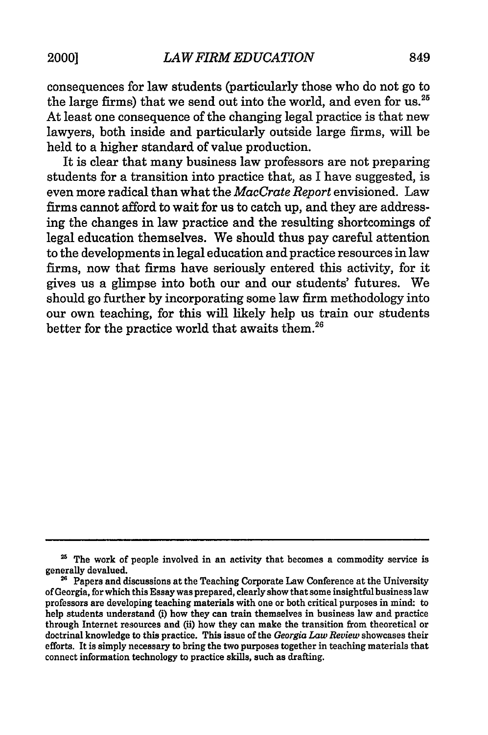consequences for law students (particularly those who do not go to the large firms) that we send out into the world, and even for us.[25] At least one consequence of the changing legal practice is that new lawyers, both inside and particularly outside large firms, will be held to a higher standard of value production.

It is clear that many business law professors are not preparing students for a transition into practice that, as I have suggested, is even more radical than what the *MacCrate Report* envisioned. Law firms cannot afford to wait for us to catch up, and they are addressing the changes in law practice and the resulting shortcomings of legal education themselves. We should thus pay careful attention to the developments in legal education and practice resources in law firms, now that firms have seriously entered this activity, for it gives us a glimpse into both our and our students' futures. We should go further by incorporating some law firm methodology into our own teaching, for this will likely help us train our students better for the practice world that awaits them.[26]

---

[25] The work of people involved in an activity that becomes a commodity service is generally devalued.

[26] Papers and discussions at the Teaching Corporate Law Conference at the University of Georgia, for which this Essay was prepared, clearly show that some insightful business law professors are developing teaching materials with one or both critical purposes in mind: to help students understand (i) how they can train themselves in business law and practice through Internet resources and (ii) how they can make the transition from theoretical or doctrinal knowledge to this practice. This issue of the *Georgia Law Review* showcases their efforts. It is simply necessary to bring the two purposes together in teaching materials that connect information technology to practice skills, such as drafting.